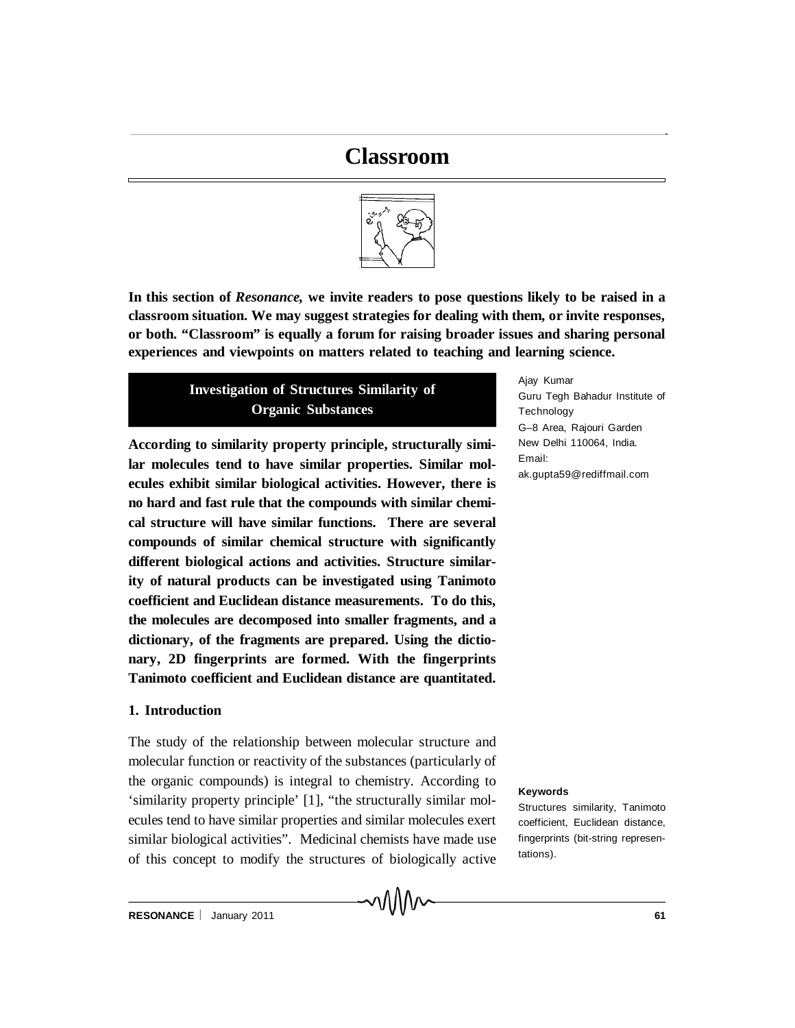# Classroom

**In this section of *Resonance*, we invite readers to pose questions likely to be raised in a classroom situation. We may suggest strategies for dealing with them, or invite responses, or both. "Classroom" is equally a forum for raising broader issues and sharing personal experiences and viewpoints on matters related to teaching and learning science.**

## Investigation of Structures Similarity of Organic Substances

Ajay Kumar
Guru Tegh Bahadur Institute of Technology
G–8 Area, Rajouri Garden
New Delhi 110064, India.
Email:
ak.gupta59@rediffmail.com

**According to similarity property principle, structurally similar molecules tend to have similar properties. Similar molecules exhibit similar biological activities. However, there is no hard and fast rule that the compounds with similar chemical structure will have similar functions. There are several compounds of similar chemical structure with significantly different biological actions and activities. Structure similarity of natural products can be investigated using Tanimoto coefficient and Euclidean distance measurements. To do this, the molecules are decomposed into smaller fragments, and a dictionary, of the fragments are prepared. Using the dictionary, 2D fingerprints are formed. With the fingerprints Tanimoto coefficient and Euclidean distance are quantitated.**

### 1. Introduction

The study of the relationship between molecular structure and molecular function or reactivity of the substances (particularly of the organic compounds) is integral to chemistry. According to 'similarity property principle' [1], "the structurally similar molecules tend to have similar properties and similar molecules exert similar biological activities". Medicinal chemists have made use of this concept to modify the structures of biologically active

**Keywords**

Structures similarity, Tanimoto coefficient, Euclidean distance, fingerprints (bit-string representations).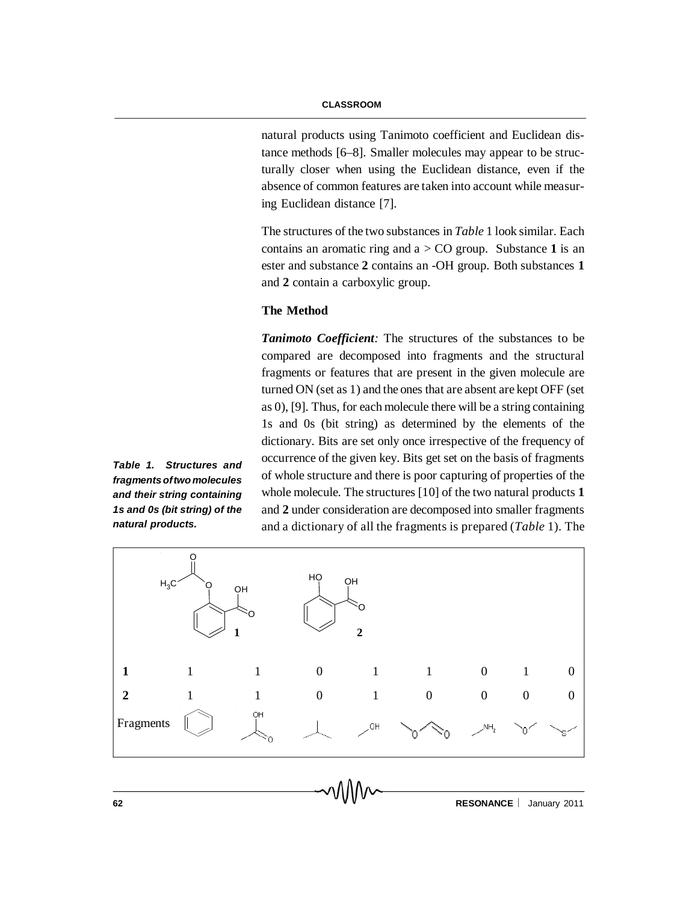natural products using Tanimoto coefficient and Euclidean distance methods [6–8]. Smaller molecules may appear to be structurally closer when using the Euclidean distance, even if the absence of common features are taken into account while measuring Euclidean distance [7].

The structures of the two substances in *Table* 1 look similar. Each contains an aromatic ring and a > CO group. Substance **1** is an ester and substance **2** contains an -OH group. Both substances **1** and **2** contain a carboxylic group.

### The Method

***Tanimoto Coefficient:*** The structures of the substances to be compared are decomposed into fragments and the structural fragments or features that are present in the given molecule are turned ON (set as 1) and the ones that are absent are kept OFF (set as 0), [9]. Thus, for each molecule there will be a string containing 1s and 0s (bit string) as determined by the elements of the dictionary. Bits are set only once irrespective of the frequency of occurrence of the given key. Bits get set on the basis of fragments of whole structure and there is poor capturing of properties of the whole molecule. The structures [10] of the two natural products **1** and **2** under consideration are decomposed into smaller fragments and a dictionary of all the fragments is prepared (*Table* 1). The

***Table 1. Structures and fragments of two molecules and their string containing 1s and 0s (bit string) of the natural products.***

| | | | | | | | | |
|---|---|---|---|---|---|---|---|---|
| **1** | 1 | 1 | 0 | 1 | 1 | 0 | 1 | 0 |
| **2** | 1 | 1 | 0 | 1 | 0 | 0 | 0 | 0 |
| Fragments | benzene ring | -COOH | isopropyl | -OH | ester (-O-C(=O)-) | $-NH_2$ | -O- | -S- |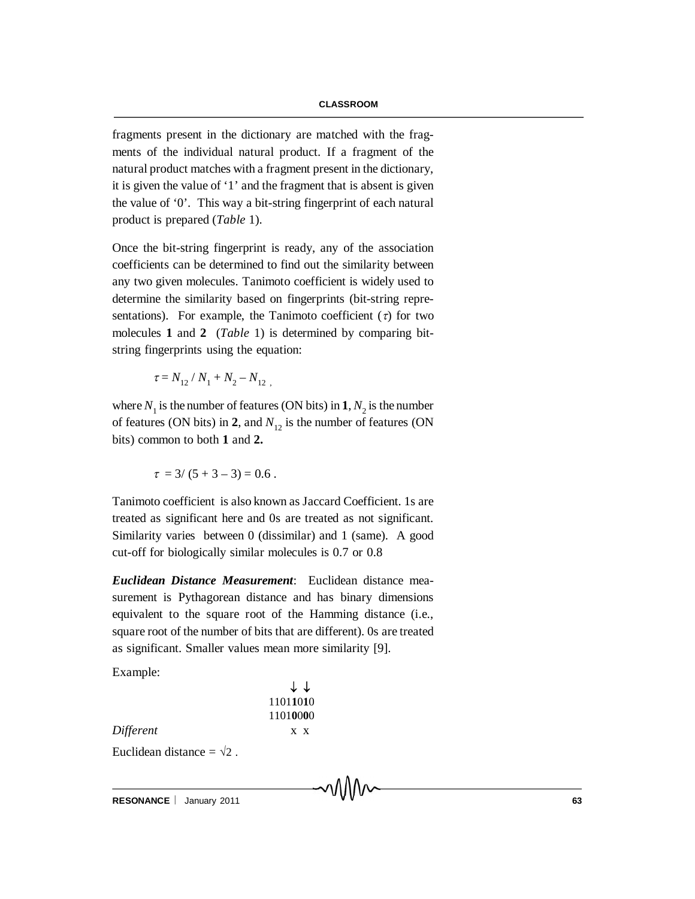fragments present in the dictionary are matched with the fragments of the individual natural product. If a fragment of the natural product matches with a fragment present in the dictionary, it is given the value of '1' and the fragment that is absent is given the value of '0'. This way a bit-string fingerprint of each natural product is prepared (*Table* 1).

Once the bit-string fingerprint is ready, any of the association coefficients can be determined to find out the similarity between any two given molecules. Tanimoto coefficient is widely used to determine the similarity based on fingerprints (bit-string representations). For example, the Tanimoto coefficient ($\tau$) for two molecules **1** and **2** (*Table* 1) is determined by comparing bit-string fingerprints using the equation:

$$\tau = N_{12} / N_1 + N_2 - N_{12} \, ,$$

where $N_1$ is the number of features (ON bits) in **1**, $N_2$ is the number of features (ON bits) in **2**, and $N_{12}$ is the number of features (ON bits) common to both **1** and **2.**

$$\tau = 3/ (5 + 3 - 3) = 0.6 \, .$$

Tanimoto coefficient is also known as Jaccard Coefficient. 1s are treated as significant here and 0s are treated as not significant. Similarity varies between 0 (dissimilar) and 1 (same). A good cut-off for biologically similar molecules is 0.7 or 0.8

***Euclidean Distance Measurement***: Euclidean distance measurement is Pythagorean distance and has binary dimensions equivalent to the square root of the Hamming distance (i.e., square root of the number of bits that are different). 0s are treated as significant. Smaller values mean more similarity [9].

Example:

```
              ↓ ↓
          11011010
          11010000
Different     x x
```

Euclidean distance = $\sqrt{2}$ .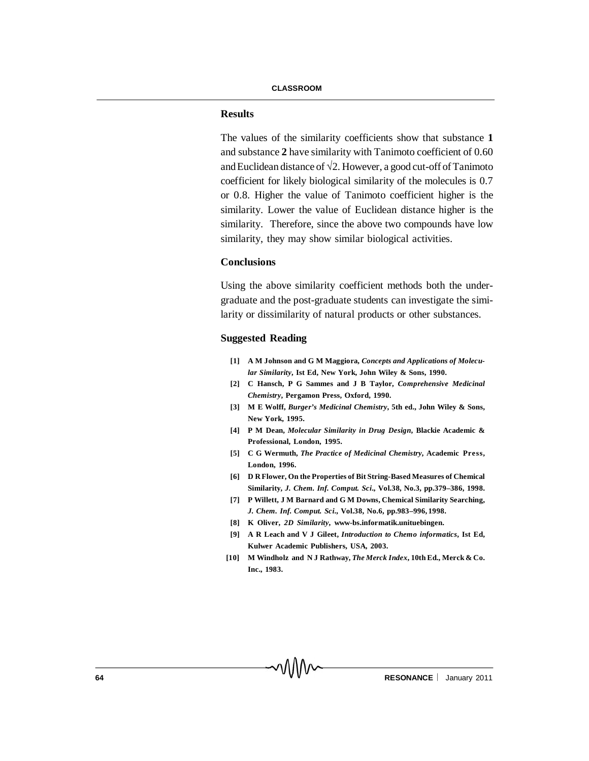## Results

The values of the similarity coefficients show that substance **1** and substance **2** have similarity with Tanimoto coefficient of 0.60 and Euclidean distance of $\sqrt{2}$. However, a good cut-off of Tanimoto coefficient for likely biological similarity of the molecules is 0.7 or 0.8. Higher the value of Tanimoto coefficient higher is the similarity. Lower the value of Euclidean distance higher is the similarity. Therefore, since the above two compounds have low similarity, they may show similar biological activities.

## Conclusions

Using the above similarity coefficient methods both the undergraduate and the post-graduate students can investigate the similarity or dissimilarity of natural products or other substances.

## Suggested Reading

[1] A M Johnson and G M Maggiora, *Concepts and Applications of Molecular Similarity*, Ist Ed, New York, John Wiley & Sons, 1990.

[2] C Hansch, P G Sammes and J B Taylor, *Comprehensive Medicinal Chemistry*, Pergamon Press, Oxford, 1990.

[3] M E Wolff, *Burger's Medicinal Chemistry*, 5th ed., John Wiley & Sons, New York, 1995.

[4] P M Dean, *Molecular Similarity in Drug Design*, Blackie Academic & Professional, London, 1995.

[5] C G Wermuth, *The Practice of Medicinal Chemistry*, Academic Press, London, 1996.

[6] D R Flower, On the Properties of Bit String-Based Measures of Chemical Similarity, *J. Chem. Inf. Comput. Sci*., Vol.38, No.3, pp.379–386, 1998.

[7] P Willett, J M Barnard and G M Downs, Chemical Similarity Searching, *J. Chem. Inf. Comput. Sci*., Vol.38, No.6, pp.983–996, 1998.

[8] K Oliver, *2D Similarity*, www-bs.informatik.unituebingen.

[9] A R Leach and V J Gileet, *Introduction to Chemo informatics*, Ist Ed, Kulwer Academic Publishers, USA, 2003.

[10] M Windholz and N J Rathway, *The Merck Index*, 10th Ed., Merck & Co. Inc., 1983.